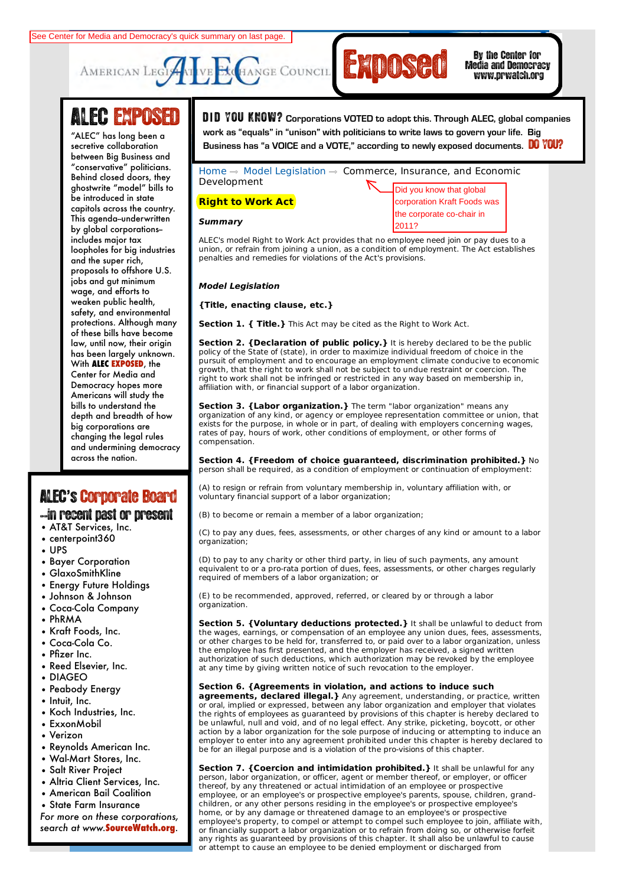See Center for Media and Democracy's quick summary on last page.

AMERICAN LEGISLATIVE EXCHANGE COUNCIL — ALEC **Exposed** By the Center for Media and Democracy www.prwatch.org

## ALEC EXPOSED

"ALEC" has long been a secretive collaboration between Big Business and "conservative" politicians. Behind closed doors, they ghostwrite "model" bills to be introduced in state capitols across the country. This agenda–underwritten by global corporations–includes major tax loopholes for big industries and the super rich, proposals to offshore U.S. jobs and gut minimum wage, and efforts to weaken public health, safety, and environmental protections. Although many of these bills have become law, until now, their origin has been largely unknown. With **ALEC EXPOSED**, the Center for Media and Democracy hopes more Americans will study the bills to understand the depth and breadth of how big corporations are changing the legal rules and undermining democracy across the nation.

## ALEC's Corporate Board

### --in recent past or present

- AT&T Services, Inc.
- centerpoint360
- UPS
- Bayer Corporation
- GlaxoSmithKline
- Energy Future Holdings
- Johnson & Johnson
- Coca-Cola Company
- PhRMA
- Kraft Foods, Inc.
- Coca-Cola Co.
- Pfizer Inc.
- Reed Elsevier, Inc.
- DIAGEO
- Peabody Energy
- Intuit, Inc.
- Koch Industries, Inc.
- ExxonMobil
- Verizon
- Reynolds American Inc.
- Wal-Mart Stores, Inc.
- Salt River Project
- Altria Client Services, Inc.
- American Bail Coalition
- State Farm Insurance

*For more on these corporations, search at www.**SourceWatch.org**.*

**DID YOU KNOW?** Corporations VOTED to adopt this. Through ALEC, global companies work as "equals" in "unison" with politicians to write laws to govern your life. Big Business has "a VOICE and a VOTE," according to newly exposed documents. **DO YOU?**

Home → Model Legislation → Commerce, Insurance, and Economic Development

Did you know that global corporation Kraft Foods was the corporate co-chair in 2011?

## Right to Work Act

***Summary***

ALEC's model Right to Work Act provides that no employee need join or pay dues to a union, or refrain from joining a union, as a condition of employment. The Act establishes penalties and remedies for violations of the Act's provisions.

***Model Legislation***

**{Title, enacting clause, etc.}**

**Section 1. { Title.}** This Act may be cited as the Right to Work Act.

**Section 2. {Declaration of public policy.}** It is hereby declared to be the public policy of the State of (state), in order to maximize individual freedom of choice in the pursuit of employment and to encourage an employment climate conducive to economic growth, that the right to work shall not be subject to undue restraint or coercion. The right to work shall not be infringed or restricted in any way based on membership in, affiliation with, or financial support of a labor organization.

**Section 3. {Labor organization.}** The term "labor organization" means any organization of any kind, or agency or employee representation committee or union, that exists for the purpose, in whole or in part, of dealing with employers concerning wages, rates of pay, hours of work, other conditions of employment, or other forms of compensation.

**Section 4. {Freedom of choice guaranteed, discrimination prohibited.}** No person shall be required, as a condition of employment or continuation of employment:

(A) to resign or refrain from voluntary membership in, voluntary affiliation with, or voluntary financial support of a labor organization;

(B) to become or remain a member of a labor organization;

(C) to pay any dues, fees, assessments, or other charges of any kind or amount to a labor organization;

(D) to pay to any charity or other third party, in lieu of such payments, any amount equivalent to or a pro-rata portion of dues, fees, assessments, or other charges regularly required of members of a labor organization; or

(E) to be recommended, approved, referred, or cleared by or through a labor organization.

**Section 5. {Voluntary deductions protected.}** It shall be unlawful to deduct from the wages, earnings, or compensation of an employee any union dues, fees, assessments, or other charges to be held for, transferred to, or paid over to a labor organization, unless the employee has first presented, and the employer has received, a signed written authorization of such deductions, which authorization may be revoked by the employee at any time by giving written notice of such revocation to the employer.

**Section 6. {Agreements in violation, and actions to induce such agreements, declared illegal.}** Any agreement, understanding, or practice, written or oral, implied or expressed, between any labor organization and employer that violates the rights of employees as guaranteed by provisions of this chapter is hereby declared to be unlawful, null and void, and of no legal effect. Any strike, picketing, boycott, or other action by a labor organization for the sole purpose of inducing or attempting to induce an employer to enter into any agreement prohibited under this chapter is hereby declared to be for an illegal purpose and is a violation of the pro-visions of this chapter.

**Section 7. {Coercion and intimidation prohibited.}** It shall be unlawful for any person, labor organization, or officer, agent or member thereof, or employer, or officer thereof, by any threatened or actual intimidation of an employee or prospective employee, or an employee's or prospective employee's parents, spouse, children, grand-children, or any other persons residing in the employee's or prospective employee's home, or by any damage or threatened damage to an employee's or prospective employee's property, to compel or attempt to compel such employee to join, affiliate with, or financially support a labor organization or to refrain from doing so, or otherwise forfeit any rights as guaranteed by provisions of this chapter. It shall also be unlawful to cause or attempt to cause an employee to be denied employment or discharged from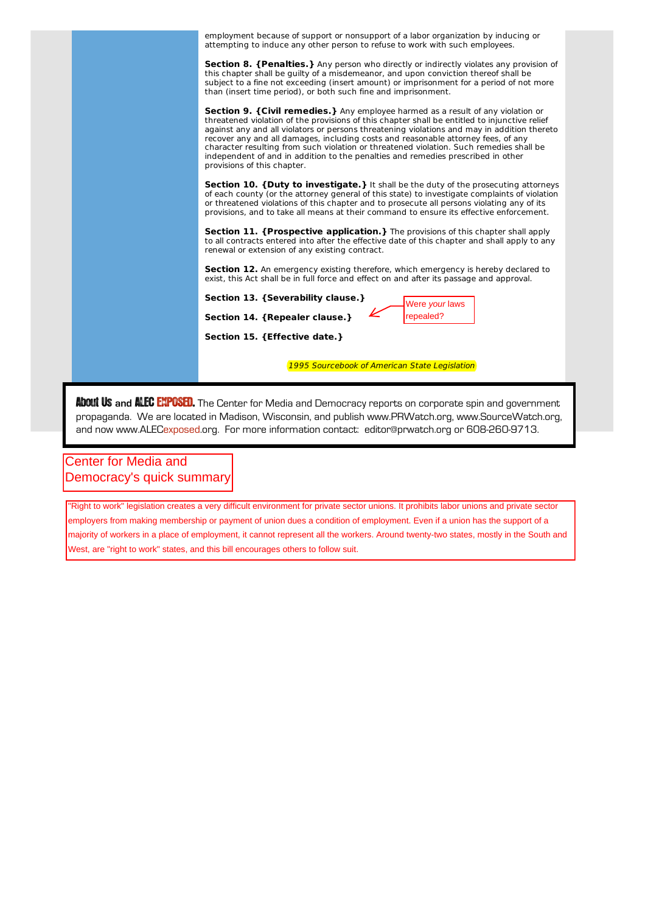employment because of support or nonsupport of a labor organization by inducing or attempting to induce any other person to refuse to work with such employees.

**Section 8. {Penalties.}** Any person who directly or indirectly violates any provision of this chapter shall be guilty of a misdemeanor, and upon conviction thereof shall be subject to a fine not exceeding (insert amount) or imprisonment for a period of not more than (insert time period), or both such fine and imprisonment.

**Section 9. {Civil remedies.}** Any employee harmed as a result of any violation or threatened violation of the provisions of this chapter shall be entitled to injunctive relief against any and all violators or persons threatening violations and may in addition thereto recover any and all damages, including costs and reasonable attorney fees, of any character resulting from such violation or threatened violation. Such remedies shall be independent of and in addition to the penalties and remedies prescribed in other provisions of this chapter.

**Section 10. {Duty to investigate.}** It shall be the duty of the prosecuting attorneys of each county (or the attorney general of this state) to investigate complaints of violation or threatened violations of this chapter and to prosecute all persons violating any of its provisions, and to take all means at their command to ensure its effective enforcement.

**Section 11. {Prospective application.}** The provisions of this chapter shall apply to all contracts entered into after the effective date of this chapter and shall apply to any renewal or extension of any existing contract.

**Section 12.** An emergency existing therefore, which emergency is hereby declared to exist, this Act shall be in full force and effect on and after its passage and approval.

**Section 13. {Severability clause.}**

**Section 14. {Repealer clause.}**

Were *your* laws repealed?

**Section 15. {Effective date.}**

*1995 Sourcebook of American State Legislation*

**About Us and ALEC EXPOSED.** The Center for Media and Democracy reports on corporate spin and government propaganda. We are located in Madison, Wisconsin, and publish www.PRWatch.org, www.SourceWatch.org, and now www.ALECexposed.org. For more information contact: editor@prwatch.org or 608-260-9713.

Center for Media and Democracy's quick summary

"Right to work" legislation creates a very difficult environment for private sector unions. It prohibits labor unions and private sector employers from making membership or payment of union dues a condition of employment. Even if a union has the support of a majority of workers in a place of employment, it cannot represent all the workers. Around twenty-two states, mostly in the South and West, are "right to work" states, and this bill encourages others to follow suit.